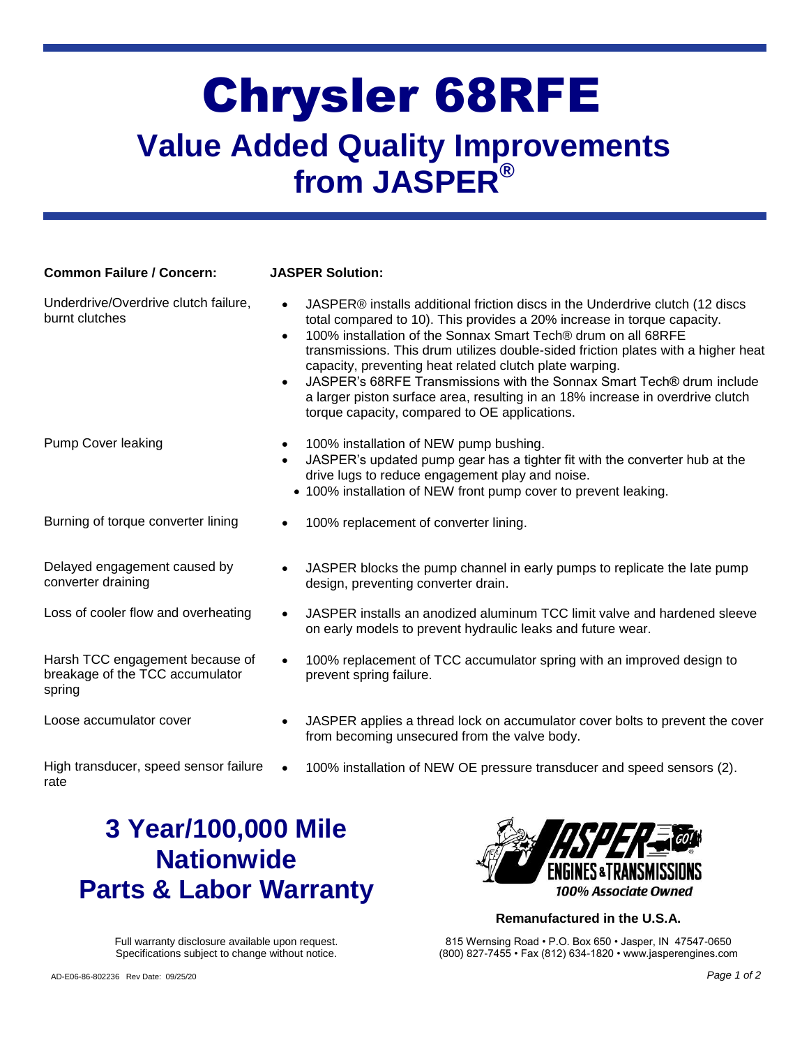# Chrysler 68RFE

## Value Added Quality Improvements from JASPER®

| Common Failure / Concern: | JASPER Solution: |
| --- | --- |
| Underdrive/Overdrive clutch failure, burnt clutches | • JASPER® installs additional friction discs in the Underdrive clutch (12 discs total compared to 10). This provides a 20% increase in torque capacity.<br>• 100% installation of the Sonnax Smart Tech® drum on all 68RFE transmissions. This drum utilizes double-sided friction plates with a higher heat capacity, preventing heat related clutch plate warping.<br>• JASPER's 68RFE Transmissions with the Sonnax Smart Tech® drum include a larger piston surface area, resulting in an 18% increase in overdrive clutch torque capacity, compared to OE applications. |
| Pump Cover leaking | • 100% installation of NEW pump bushing.<br>• JASPER's updated pump gear has a tighter fit with the converter hub at the drive lugs to reduce engagement play and noise.<br>• 100% installation of NEW front pump cover to prevent leaking. |
| Burning of torque converter lining | • 100% replacement of converter lining. |
| Delayed engagement caused by converter draining | • JASPER blocks the pump channel in early pumps to replicate the late pump design, preventing converter drain. |
| Loss of cooler flow and overheating | • JASPER installs an anodized aluminum TCC limit valve and hardened sleeve on early models to prevent hydraulic leaks and future wear. |
| Harsh TCC engagement because of breakage of the TCC accumulator spring | • 100% replacement of TCC accumulator spring with an improved design to prevent spring failure. |
| Loose accumulator cover | • JASPER applies a thread lock on accumulator cover bolts to prevent the cover from becoming unsecured from the valve body. |
| High transducer, speed sensor failure rate | • 100% installation of NEW OE pressure transducer and speed sensors (2). |

## 3 Year/100,000 Mile Nationwide Parts & Labor Warranty

Full warranty disclosure available upon request.
Specifications subject to change without notice.

JASPER ENGINES & TRANSMISSIONS
100% Associate Owned

**Remanufactured in the U.S.A.**

815 Wernsing Road • P.O. Box 650 • Jasper, IN 47547-0650
(800) 827-7455 • Fax (812) 634-1820 • www.jasperengines.com

AD-E06-86-802236 Rev Date: 09/25/20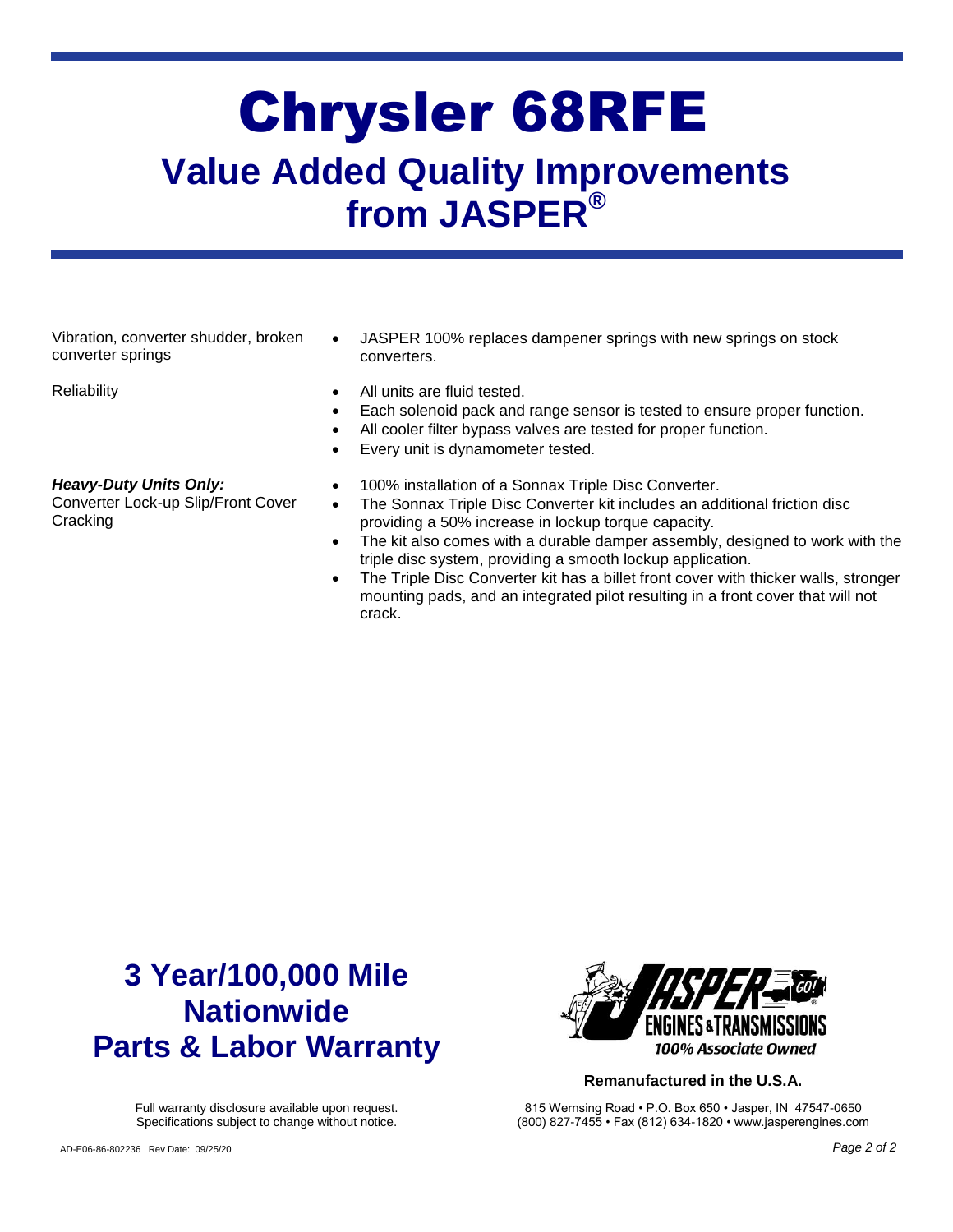# Chrysler 68RFE

## Value Added Quality Improvements from JASPER®

| | |
|---|---|
| Vibration, converter shudder, broken converter springs | • JASPER 100% replaces dampener springs with new springs on stock converters. |
| Reliability | • All units are fluid tested.<br>• Each solenoid pack and range sensor is tested to ensure proper function.<br>• All cooler filter bypass valves are tested for proper function.<br>• Every unit is dynamometer tested. |
| ***Heavy-Duty Units Only:***<br>Converter Lock-up Slip/Front Cover Cracking | • 100% installation of a Sonnax Triple Disc Converter.<br>• The Sonnax Triple Disc Converter kit includes an additional friction disc providing a 50% increase in lockup torque capacity.<br>• The kit also comes with a durable damper assembly, designed to work with the triple disc system, providing a smooth lockup application.<br>• The Triple Disc Converter kit has a billet front cover with thicker walls, stronger mounting pads, and an integrated pilot resulting in a front cover that will not crack. |

## 3 Year/100,000 Mile Nationwide Parts & Labor Warranty

Full warranty disclosure available upon request.
Specifications subject to change without notice.

JASPER ENGINES & TRANSMISSIONS
100% Associate Owned

**Remanufactured in the U.S.A.**

815 Wernsing Road • P.O. Box 650 • Jasper, IN 47547-0650
(800) 827-7455 • Fax (812) 634-1820 • www.jasperengines.com

AD-E06-86-802236 Rev Date: 09/25/20